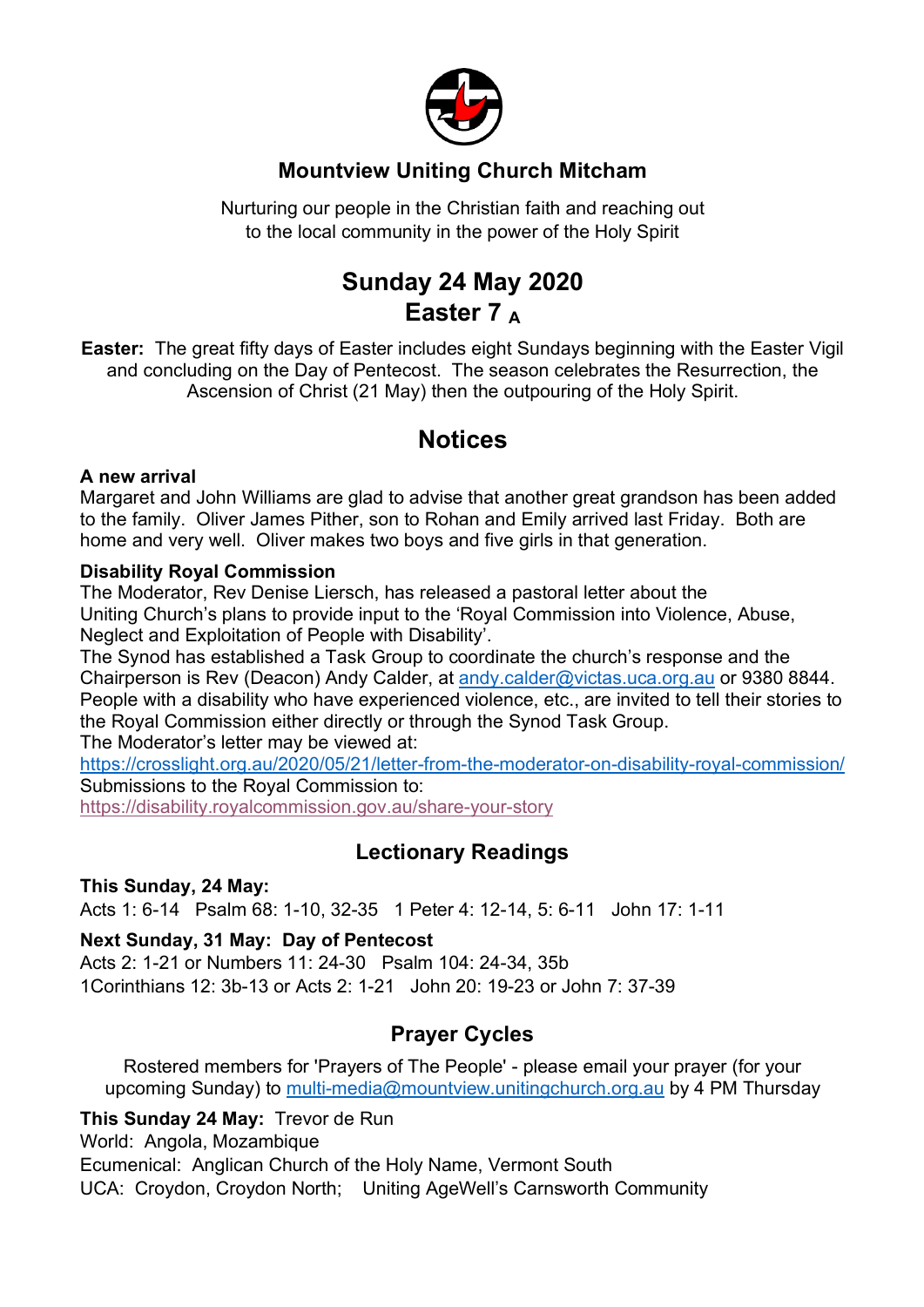# Mountview Uniting Church Mitcham

Nurturing our people in the Christian faith and reaching out
to the local community in the power of the Holy Spirit

# Sunday 24 May 2020
# Easter 7 $_A$

**Easter:** The great fifty days of Easter includes eight Sundays beginning with the Easter Vigil and concluding on the Day of Pentecost. The season celebrates the Resurrection, the Ascension of Christ (21 May) then the outpouring of the Holy Spirit.

## Notices

**A new arrival**

Margaret and John Williams are glad to advise that another great grandson has been added to the family. Oliver James Pither, son to Rohan and Emily arrived last Friday. Both are home and very well. Oliver makes two boys and five girls in that generation.

**Disability Royal Commission**

The Moderator, Rev Denise Liersch, has released a pastoral letter about the Uniting Church's plans to provide input to the 'Royal Commission into Violence, Abuse, Neglect and Exploitation of People with Disability'.

The Synod has established a Task Group to coordinate the church's response and the Chairperson is Rev (Deacon) Andy Calder, at andy.calder@victas.uca.org.au or 9380 8844.

People with a disability who have experienced violence, etc., are invited to tell their stories to the Royal Commission either directly or through the Synod Task Group.

The Moderator's letter may be viewed at:
https://crosslight.org.au/2020/05/21/letter-from-the-moderator-on-disability-royal-commission/
Submissions to the Royal Commission to:
https://disability.royalcommission.gov.au/share-your-story

## Lectionary Readings

**This Sunday, 24 May:**
Acts 1: 6-14 Psalm 68: 1-10, 32-35 1 Peter 4: 12-14, 5: 6-11 John 17: 1-11

**Next Sunday, 31 May: Day of Pentecost**
Acts 2: 1-21 or Numbers 11: 24-30 Psalm 104: 24-34, 35b
1Corinthians 12: 3b-13 or Acts 2: 1-21 John 20: 19-23 or John 7: 37-39

## Prayer Cycles

Rostered members for 'Prayers of The People' - please email your prayer (for your upcoming Sunday) to multi-media@mountview.unitingchurch.org.au by 4 PM Thursday

**This Sunday 24 May:** Trevor de Run
World: Angola, Mozambique
Ecumenical: Anglican Church of the Holy Name, Vermont South
UCA: Croydon, Croydon North; Uniting AgeWell's Carnsworth Community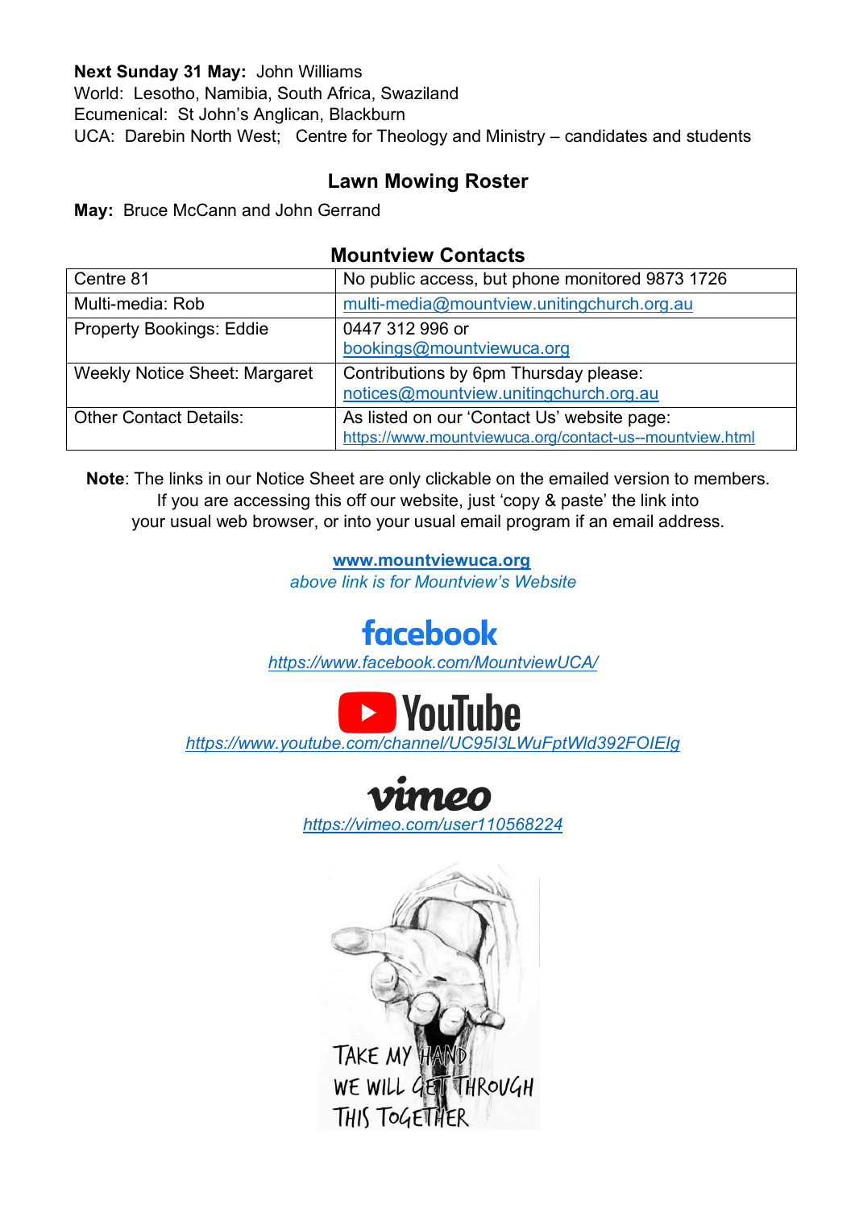**Next Sunday 31 May:** John Williams
World: Lesotho, Namibia, South Africa, Swaziland
Ecumenical: St John's Anglican, Blackburn
UCA: Darebin North West; Centre for Theology and Ministry – candidates and students

## Lawn Mowing Roster

**May:** Bruce McCann and John Gerrand

## Mountview Contacts

| | |
|---|---|
| Centre 81 | No public access, but phone monitored 9873 1726 |
| Multi-media: Rob | multi-media@mountview.unitingchurch.org.au |
| Property Bookings: Eddie | 0447 312 996 or bookings@mountviewuca.org |
| Weekly Notice Sheet: Margaret | Contributions by 6pm Thursday please: notices@mountview.unitingchurch.org.au |
| Other Contact Details: | As listed on our 'Contact Us' website page: https://www.mountviewuca.org/contact-us--mountview.html |

**Note**: The links in our Notice Sheet are only clickable on the emailed version to members. If you are accessing this off our website, just 'copy & paste' the link into your usual web browser, or into your usual email program if an email address.

**www.mountviewuca.org**
*above link is for Mountview's Website*

facebook
*https://www.facebook.com/MountviewUCA/*

YouTube
*https://www.youtube.com/channel/UC95I3LWuFptWld392FOIElg*

vimeo
*https://vimeo.com/user110568224*

TAKE MY HAND
WE WILL GET THROUGH
THIS TOGETHER